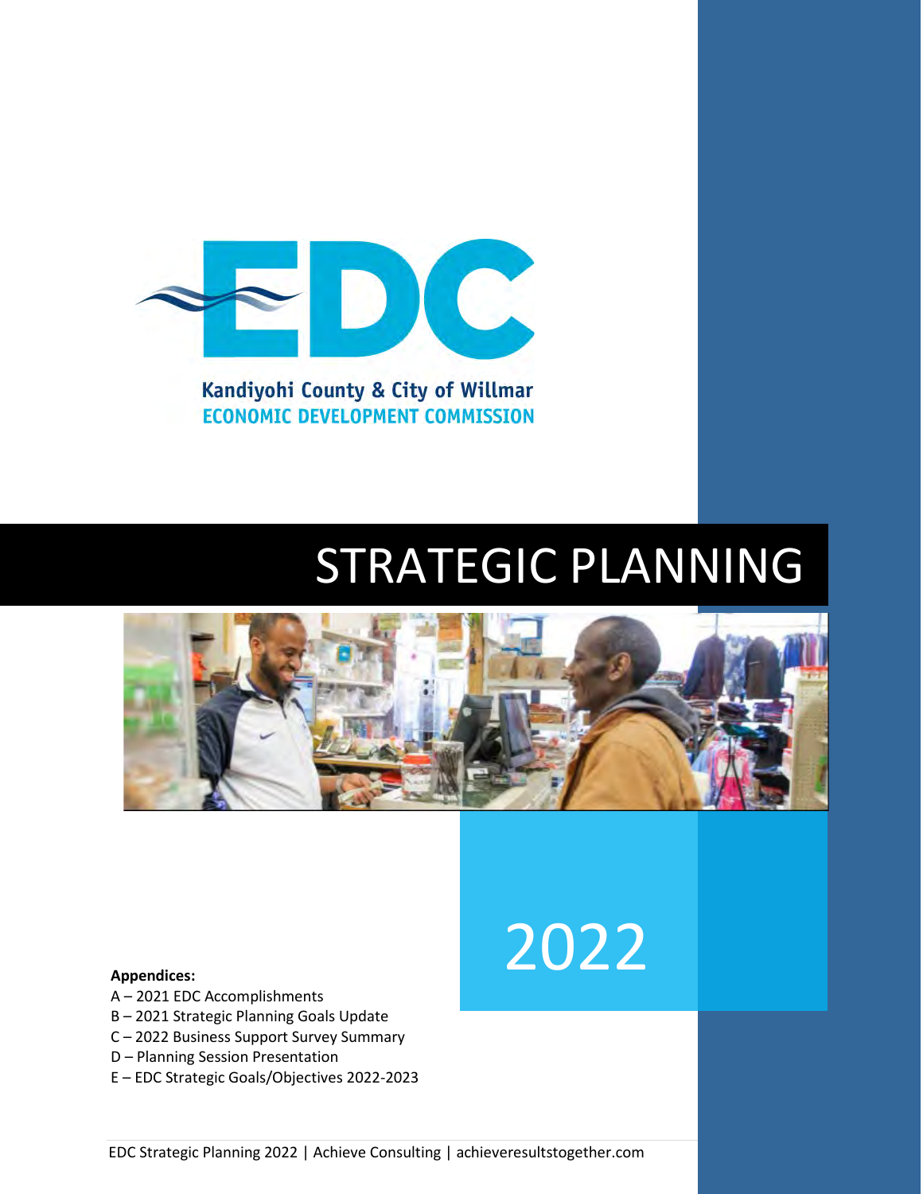# EDC

Kandiyohi County & City of Willmar
ECONOMIC DEVELOPMENT COMMISSION

# STRATEGIC PLANNING

# 2022

**Appendices:**

A – 2021 EDC Accomplishments
B – 2021 Strategic Planning Goals Update
C – 2022 Business Support Survey Summary
D – Planning Session Presentation
E – EDC Strategic Goals/Objectives 2022-2023

EDC Strategic Planning 2022 | Achieve Consulting | achieveresultstogether.com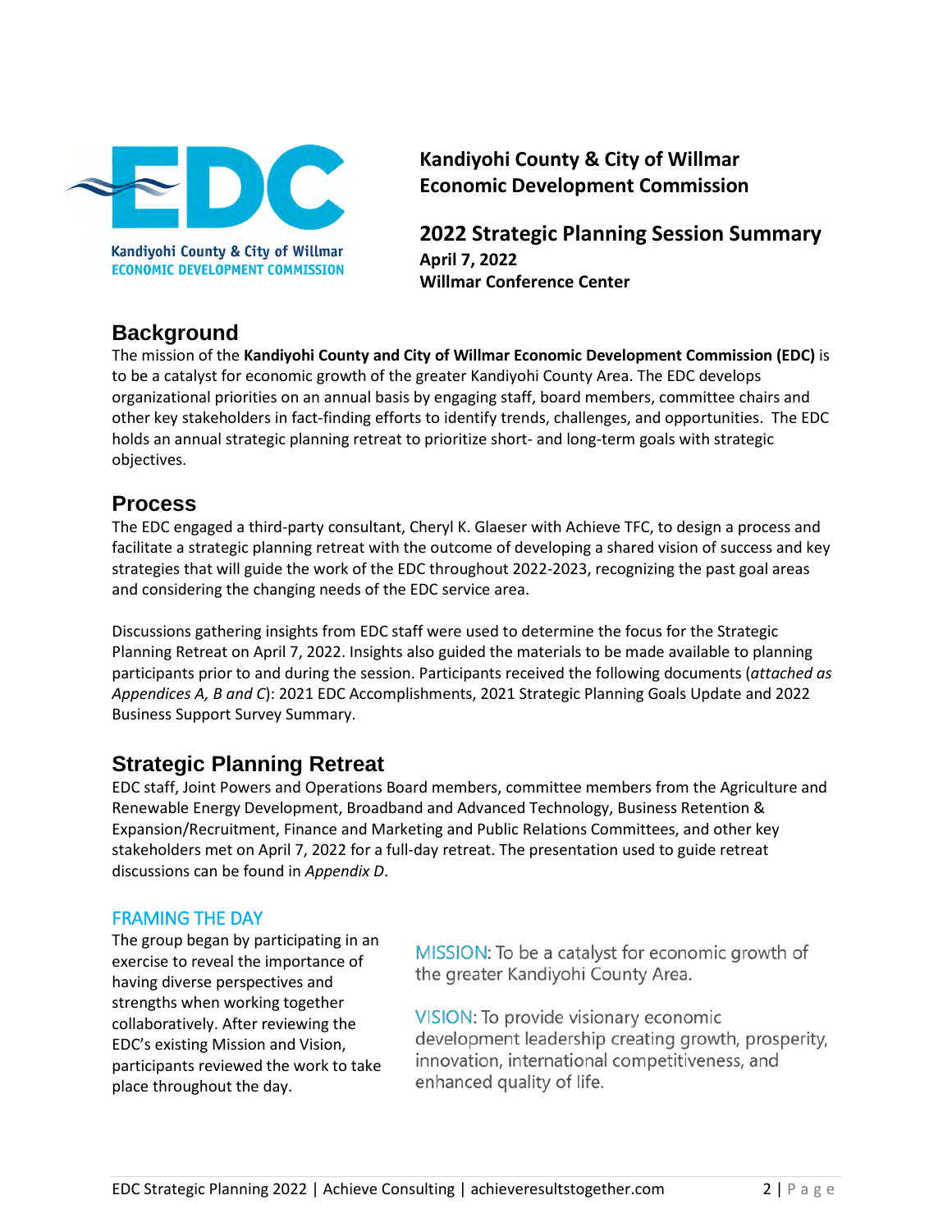**Kandiyohi County & City of Willmar**
**Economic Development Commission**

# 2022 Strategic Planning Session Summary

**April 7, 2022**
**Willmar Conference Center**

## Background

The mission of the **Kandiyohi County and City of Willmar Economic Development Commission (EDC)** is to be a catalyst for economic growth of the greater Kandiyohi County Area. The EDC develops organizational priorities on an annual basis by engaging staff, board members, committee chairs and other key stakeholders in fact-finding efforts to identify trends, challenges, and opportunities. The EDC holds an annual strategic planning retreat to prioritize short- and long-term goals with strategic objectives.

## Process

The EDC engaged a third-party consultant, Cheryl K. Glaeser with Achieve TFC, to design a process and facilitate a strategic planning retreat with the outcome of developing a shared vision of success and key strategies that will guide the work of the EDC throughout 2022-2023, recognizing the past goal areas and considering the changing needs of the EDC service area.

Discussions gathering insights from EDC staff were used to determine the focus for the Strategic Planning Retreat on April 7, 2022. Insights also guided the materials to be made available to planning participants prior to and during the session. Participants received the following documents (*attached as Appendices A, B and C*): 2021 EDC Accomplishments, 2021 Strategic Planning Goals Update and 2022 Business Support Survey Summary.

## Strategic Planning Retreat

EDC staff, Joint Powers and Operations Board members, committee members from the Agriculture and Renewable Energy Development, Broadband and Advanced Technology, Business Retention & Expansion/Recruitment, Finance and Marketing and Public Relations Committees, and other key stakeholders met on April 7, 2022 for a full-day retreat. The presentation used to guide retreat discussions can be found in *Appendix D*.

### FRAMING THE DAY

The group began by participating in an exercise to reveal the importance of having diverse perspectives and strengths when working together collaboratively. After reviewing the EDC's existing Mission and Vision, participants reviewed the work to take place throughout the day.

MISSION: To be a catalyst for economic growth of the greater Kandiyohi County Area.

VISION: To provide visionary economic development leadership creating growth, prosperity, innovation, international competitiveness, and enhanced quality of life.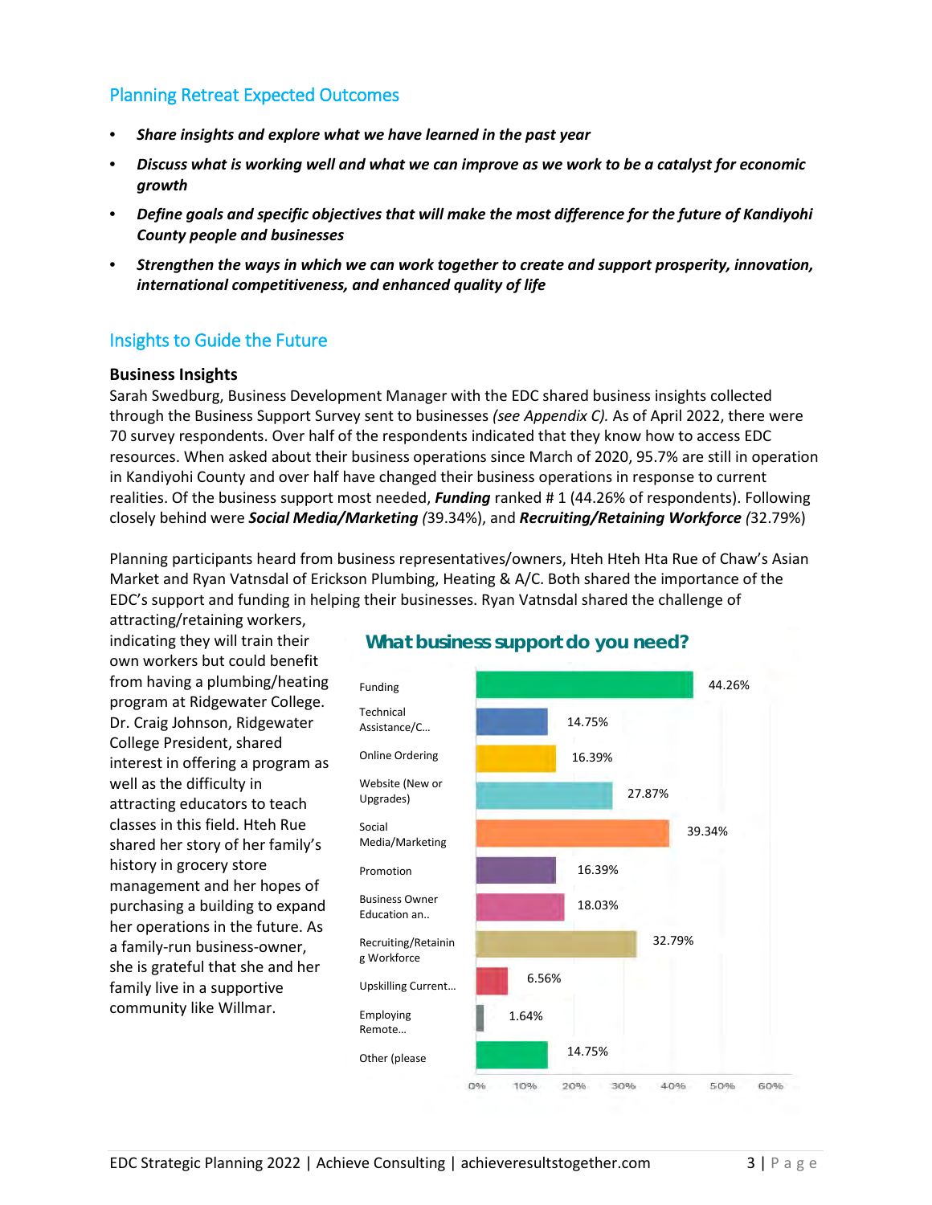## Planning Retreat Expected Outcomes

- ***Share insights and explore what we have learned in the past year***
- ***Discuss what is working well and what we can improve as we work to be a catalyst for economic growth***
- ***Define goals and specific objectives that will make the most difference for the future of Kandiyohi County people and businesses***
- ***Strengthen the ways in which we can work together to create and support prosperity, innovation, international competitiveness, and enhanced quality of life***

## Insights to Guide the Future

### Business Insights

Sarah Swedburg, Business Development Manager with the EDC shared business insights collected through the Business Support Survey sent to businesses *(see Appendix C).* As of April 2022, there were 70 survey respondents. Over half of the respondents indicated that they know how to access EDC resources. When asked about their business operations since March of 2020, 95.7% are still in operation in Kandiyohi County and over half have changed their business operations in response to current realities. Of the business support most needed, ***Funding*** ranked # 1 (44.26% of respondents). Following closely behind were ***Social Media/Marketing*** *(*39.34%), and ***Recruiting/Retaining Workforce*** *(*32.79%)

Planning participants heard from business representatives/owners, Hteh Hteh Hta Rue of Chaw's Asian Market and Ryan Vatnsdal of Erickson Plumbing, Heating & A/C. Both shared the importance of the EDC's support and funding in helping their businesses. Ryan Vatnsdal shared the challenge of attracting/retaining workers, indicating they will train their own workers but could benefit from having a plumbing/heating program at Ridgewater College. Dr. Craig Johnson, Ridgewater College President, shared interest in offering a program as well as the difficulty in attracting educators to teach classes in this field. Hteh Rue shared her story of her family's history in grocery store management and her hopes of purchasing a building to expand her operations in the future. As a family-run business-owner, she is grateful that she and her family live in a supportive community like Willmar.

**What business support do you need?**

| Support | Percent |
|---|---|
| Funding | 44.26% |
| Technical Assistance/C... | 14.75% |
| Online Ordering | 16.39% |
| Website (New or Upgrades) | 27.87% |
| Social Media/Marketing | 39.34% |
| Promotion | 16.39% |
| Business Owner Education an.. | 18.03% |
| Recruiting/Retaining Workforce | 32.79% |
| Upskilling Current... | 6.56% |
| Employing Remote... | 1.64% |
| Other (please | 14.75% |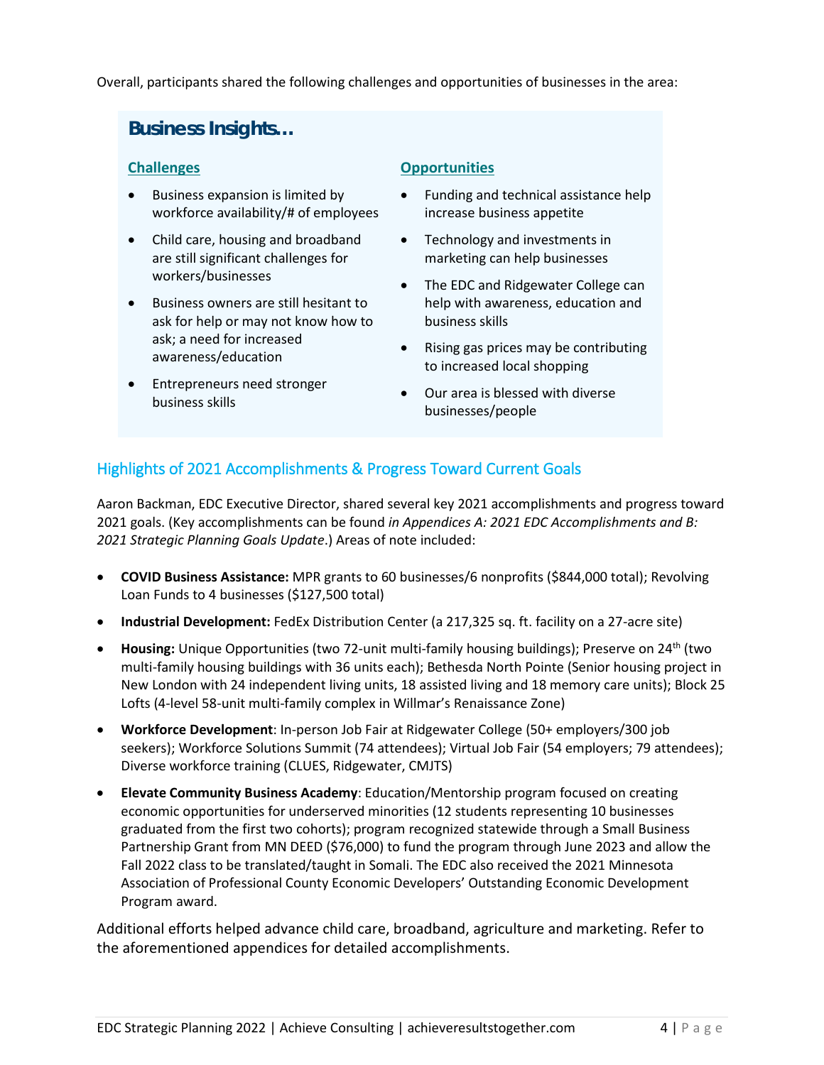Overall, participants shared the following challenges and opportunities of businesses in the area:

## Business Insights…

### Challenges

- Business expansion is limited by workforce availability/# of employees
- Child care, housing and broadband are still significant challenges for workers/businesses
- Business owners are still hesitant to ask for help or may not know how to ask; a need for increased awareness/education
- Entrepreneurs need stronger business skills

### Opportunities

- Funding and technical assistance help increase business appetite
- Technology and investments in marketing can help businesses
- The EDC and Ridgewater College can help with awareness, education and business skills
- Rising gas prices may be contributing to increased local shopping
- Our area is blessed with diverse businesses/people

## Highlights of 2021 Accomplishments & Progress Toward Current Goals

Aaron Backman, EDC Executive Director, shared several key 2021 accomplishments and progress toward 2021 goals. (Key accomplishments can be found *in Appendices A: 2021 EDC Accomplishments and B: 2021 Strategic Planning Goals Update*.) Areas of note included:

- **COVID Business Assistance:** MPR grants to 60 businesses/6 nonprofits ($844,000 total); Revolving Loan Funds to 4 businesses ($127,500 total)
- **Industrial Development:** FedEx Distribution Center (a 217,325 sq. ft. facility on a 27-acre site)
- **Housing:** Unique Opportunities (two 72-unit multi-family housing buildings); Preserve on 24th (two multi-family housing buildings with 36 units each); Bethesda North Pointe (Senior housing project in New London with 24 independent living units, 18 assisted living and 18 memory care units); Block 25 Lofts (4-level 58-unit multi-family complex in Willmar's Renaissance Zone)
- **Workforce Development**: In-person Job Fair at Ridgewater College (50+ employers/300 job seekers); Workforce Solutions Summit (74 attendees); Virtual Job Fair (54 employers; 79 attendees); Diverse workforce training (CLUES, Ridgewater, CMJTS)
- **Elevate Community Business Academy**: Education/Mentorship program focused on creating economic opportunities for underserved minorities (12 students representing 10 businesses graduated from the first two cohorts); program recognized statewide through a Small Business Partnership Grant from MN DEED ($76,000) to fund the program through June 2023 and allow the Fall 2022 class to be translated/taught in Somali. The EDC also received the 2021 Minnesota Association of Professional County Economic Developers' Outstanding Economic Development Program award.

Additional efforts helped advance child care, broadband, agriculture and marketing. Refer to the aforementioned appendices for detailed accomplishments.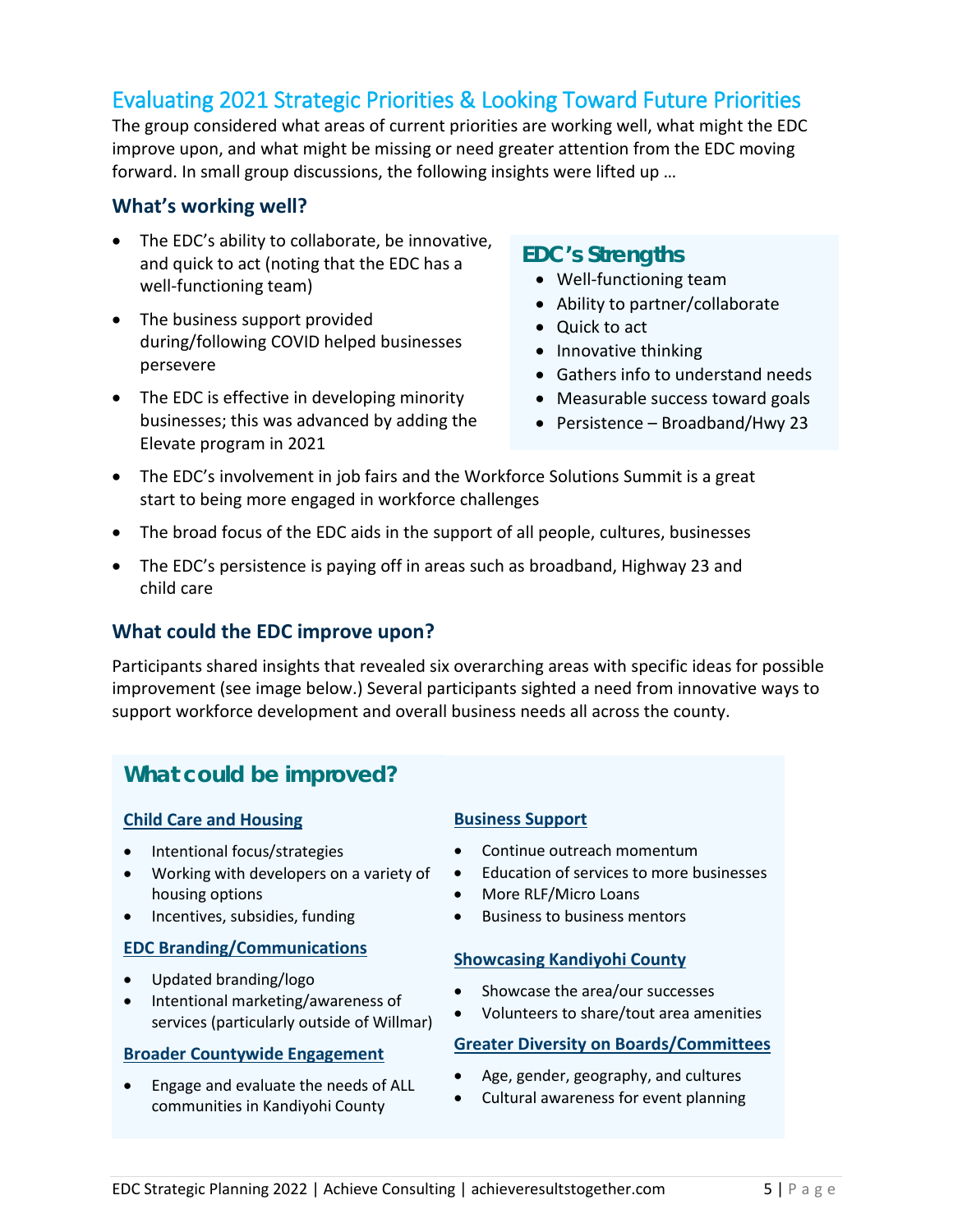## Evaluating 2021 Strategic Priorities & Looking Toward Future Priorities

The group considered what areas of current priorities are working well, what might the EDC improve upon, and what might be missing or need greater attention from the EDC moving forward. In small group discussions, the following insights were lifted up …

### What's working well?

- The EDC's ability to collaborate, be innovative, and quick to act (noting that the EDC has a well-functioning team)
- The business support provided during/following COVID helped businesses persevere
- The EDC is effective in developing minority businesses; this was advanced by adding the Elevate program in 2021
- The EDC's involvement in job fairs and the Workforce Solutions Summit is a great start to being more engaged in workforce challenges
- The broad focus of the EDC aids in the support of all people, cultures, businesses
- The EDC's persistence is paying off in areas such as broadband, Highway 23 and child care

#### EDC's Strengths

- Well-functioning team
- Ability to partner/collaborate
- Quick to act
- Innovative thinking
- Gathers info to understand needs
- Measurable success toward goals
- Persistence – Broadband/Hwy 23

### What could the EDC improve upon?

Participants shared insights that revealed six overarching areas with specific ideas for possible improvement (see image below.) Several participants sighted a need from innovative ways to support workforce development and overall business needs all across the county.

#### What could be improved?

**Child Care and Housing**

- Intentional focus/strategies
- Working with developers on a variety of housing options
- Incentives, subsidies, funding

**EDC Branding/Communications**

- Updated branding/logo
- Intentional marketing/awareness of services (particularly outside of Willmar)

**Broader Countywide Engagement**

- Engage and evaluate the needs of ALL communities in Kandiyohi County

**Business Support**

- Continue outreach momentum
- Education of services to more businesses
- More RLF/Micro Loans
- Business to business mentors

**Showcasing Kandiyohi County**

- Showcase the area/our successes
- Volunteers to share/tout area amenities

**Greater Diversity on Boards/Committees**

- Age, gender, geography, and cultures
- Cultural awareness for event planning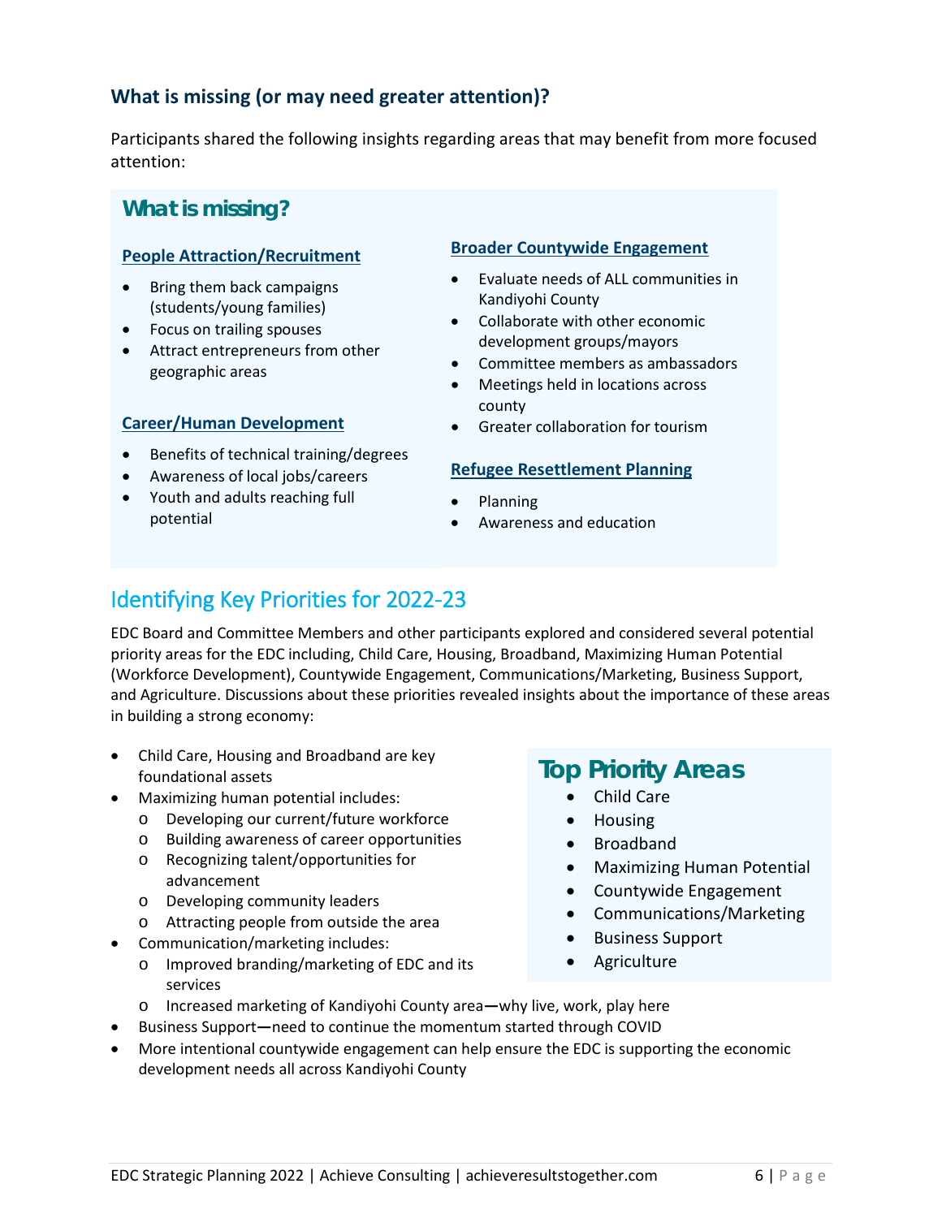### What is missing (or may need greater attention)?

Participants shared the following insights regarding areas that may benefit from more focused attention:

## What is missing?

**People Attraction/Recruitment**

- Bring them back campaigns (students/young families)
- Focus on trailing spouses
- Attract entrepreneurs from other geographic areas

**Career/Human Development**

- Benefits of technical training/degrees
- Awareness of local jobs/careers
- Youth and adults reaching full potential

**Broader Countywide Engagement**

- Evaluate needs of ALL communities in Kandiyohi County
- Collaborate with other economic development groups/mayors
- Committee members as ambassadors
- Meetings held in locations across county
- Greater collaboration for tourism

**Refugee Resettlement Planning**

- Planning
- Awareness and education

## Identifying Key Priorities for 2022-23

EDC Board and Committee Members and other participants explored and considered several potential priority areas for the EDC including, Child Care, Housing, Broadband, Maximizing Human Potential (Workforce Development), Countywide Engagement, Communications/Marketing, Business Support, and Agriculture. Discussions about these priorities revealed insights about the importance of these areas in building a strong economy:

- Child Care, Housing and Broadband are key foundational assets
- Maximizing human potential includes:
  - Developing our current/future workforce
  - Building awareness of career opportunities
  - Recognizing talent/opportunities for advancement
  - Developing community leaders
  - Attracting people from outside the area
- Communication/marketing includes:
  - Improved branding/marketing of EDC and its services
  - Increased marketing of Kandiyohi County area—why live, work, play here
- Business Support—need to continue the momentum started through COVID
- More intentional countywide engagement can help ensure the EDC is supporting the economic development needs all across Kandiyohi County

### Top Priority Areas

- Child Care
- Housing
- Broadband
- Maximizing Human Potential
- Countywide Engagement
- Communications/Marketing
- Business Support
- Agriculture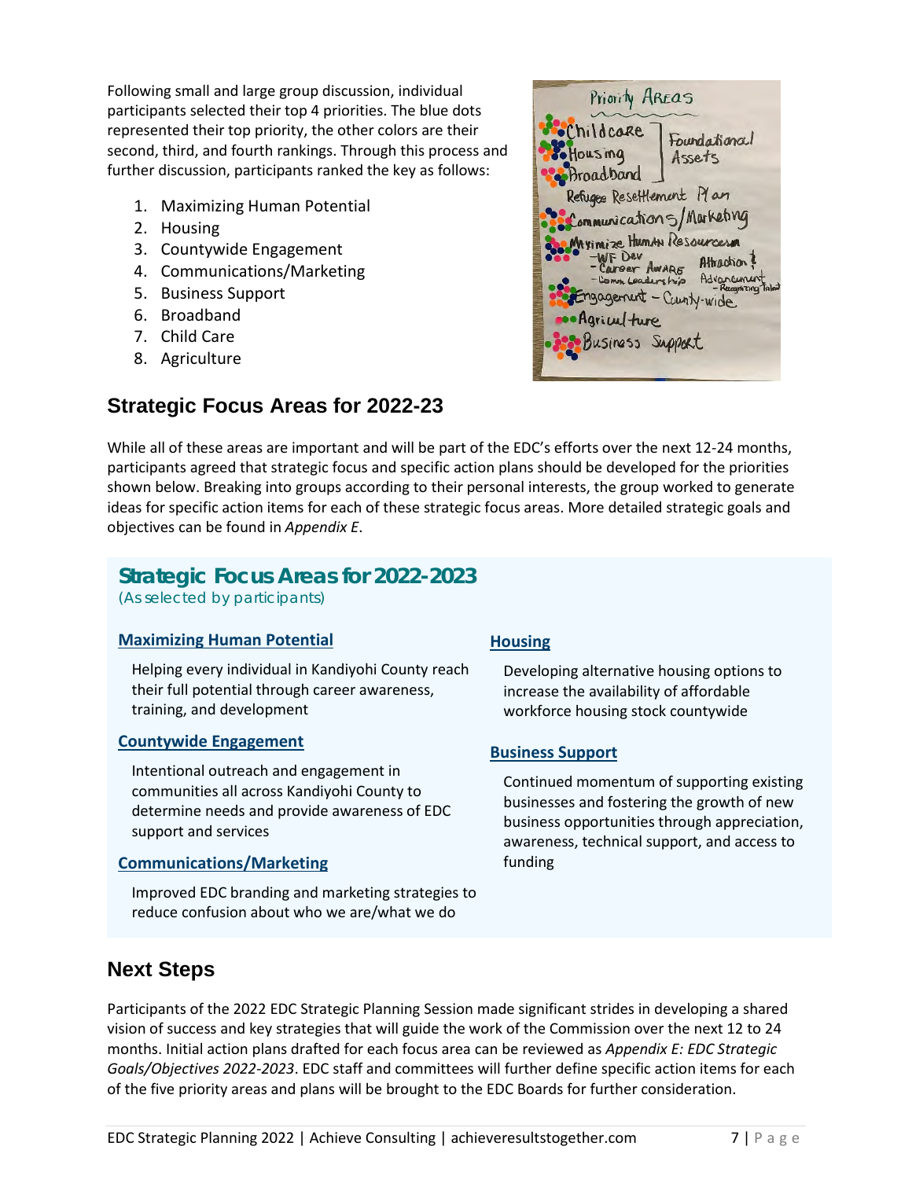Following small and large group discussion, individual participants selected their top 4 priorities. The blue dots represented their top priority, the other colors are their second, third, and fourth rankings. Through this process and further discussion, participants ranked the key as follows:

1. Maximizing Human Potential
2. Housing
3. Countywide Engagement
4. Communications/Marketing
5. Business Support
6. Broadband
7. Child Care
8. Agriculture

## Strategic Focus Areas for 2022-23

While all of these areas are important and will be part of the EDC's efforts over the next 12-24 months, participants agreed that strategic focus and specific action plans should be developed for the priorities shown below. Breaking into groups according to their personal interests, the group worked to generate ideas for specific action items for each of these strategic focus areas. More detailed strategic goals and objectives can be found in *Appendix E*.

### Strategic Focus Areas for 2022-2023

*(As selected by participants)*

**Maximizing Human Potential**

Helping every individual in Kandiyohi County reach their full potential through career awareness, training, and development

**Countywide Engagement**

Intentional outreach and engagement in communities all across Kandiyohi County to determine needs and provide awareness of EDC support and services

**Communications/Marketing**

Improved EDC branding and marketing strategies to reduce confusion about who we are/what we do

**Housing**

Developing alternative housing options to increase the availability of affordable workforce housing stock countywide

**Business Support**

Continued momentum of supporting existing businesses and fostering the growth of new business opportunities through appreciation, awareness, technical support, and access to funding

## Next Steps

Participants of the 2022 EDC Strategic Planning Session made significant strides in developing a shared vision of success and key strategies that will guide the work of the Commission over the next 12 to 24 months. Initial action plans drafted for each focus area can be reviewed as *Appendix E: EDC Strategic Goals/Objectives 2022-2023*. EDC staff and committees will further define specific action items for each of the five priority areas and plans will be brought to the EDC Boards for further consideration.